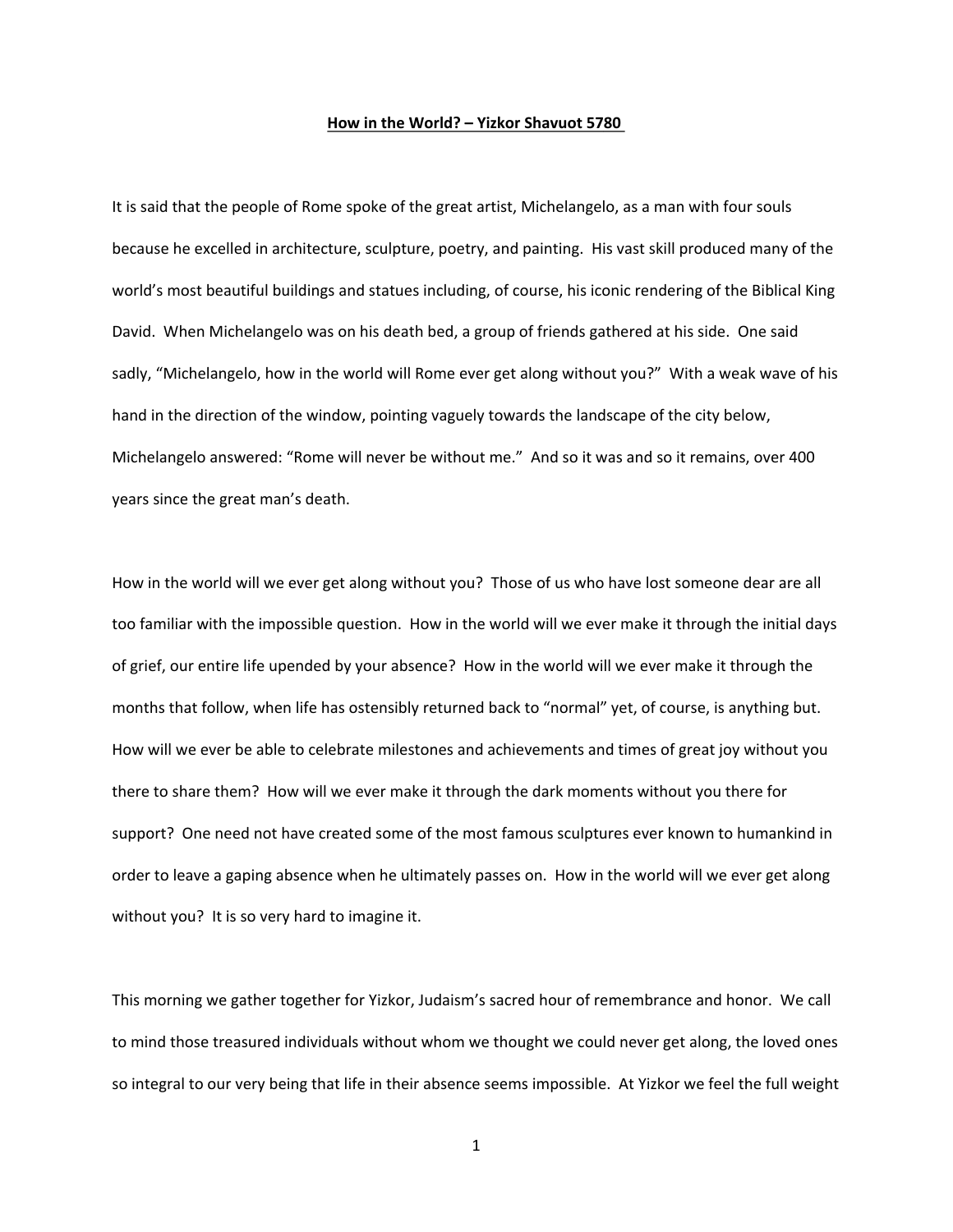**How in the World? – Yizkor Shavuot 5780**

It is said that the people of Rome spoke of the great artist, Michelangelo, as a man with four souls because he excelled in architecture, sculpture, poetry, and painting. His vast skill produced many of the world's most beautiful buildings and statues including, of course, his iconic rendering of the Biblical King David. When Michelangelo was on his death bed, a group of friends gathered at his side. One said sadly, "Michelangelo, how in the world will Rome ever get along without you?" With a weak wave of his hand in the direction of the window, pointing vaguely towards the landscape of the city below, Michelangelo answered: "Rome will never be without me." And so it was and so it remains, over 400 years since the great man's death.

How in the world will we ever get along without you? Those of us who have lost someone dear are all too familiar with the impossible question. How in the world will we ever make it through the initial days of grief, our entire life upended by your absence? How in the world will we ever make it through the months that follow, when life has ostensibly returned back to "normal" yet, of course, is anything but. How will we ever be able to celebrate milestones and achievements and times of great joy without you there to share them? How will we ever make it through the dark moments without you there for support? One need not have created some of the most famous sculptures ever known to humankind in order to leave a gaping absence when he ultimately passes on. How in the world will we ever get along without you? It is so very hard to imagine it.

This morning we gather together for Yizkor, Judaism's sacred hour of remembrance and honor. We call to mind those treasured individuals without whom we thought we could never get along, the loved ones so integral to our very being that life in their absence seems impossible. At Yizkor we feel the full weight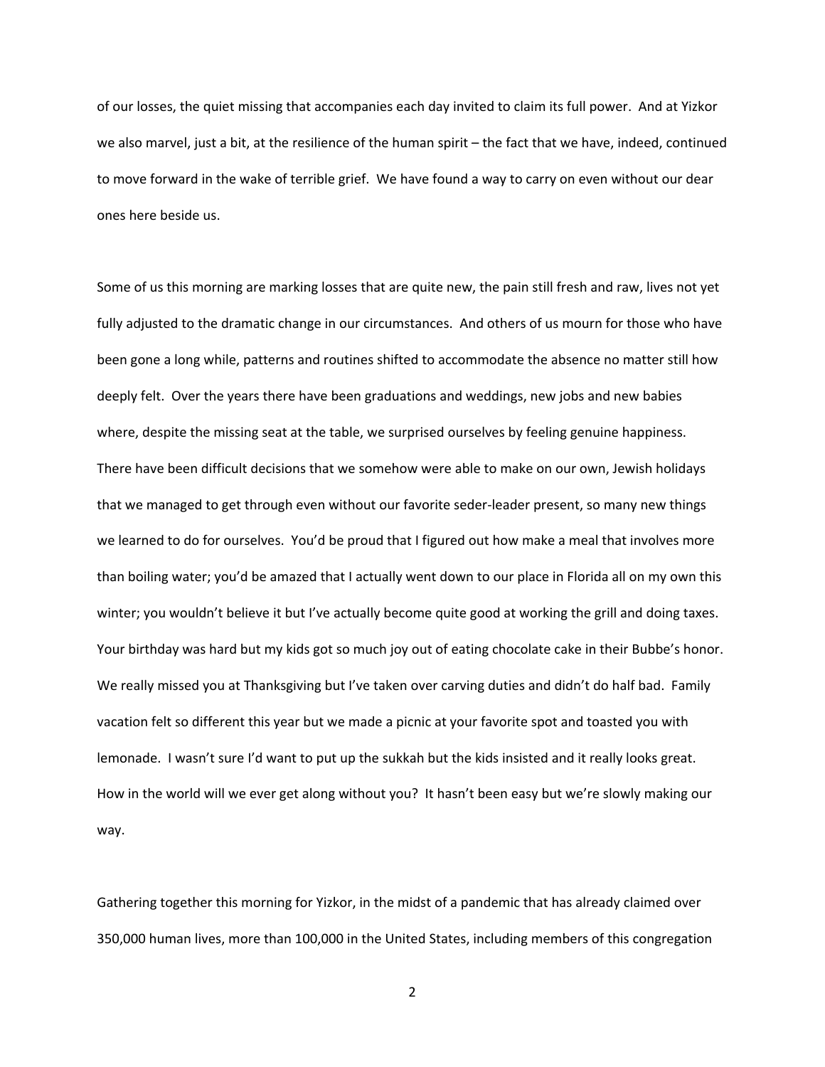of our losses, the quiet missing that accompanies each day invited to claim its full power. And at Yizkor we also marvel, just a bit, at the resilience of the human spirit – the fact that we have, indeed, continued to move forward in the wake of terrible grief. We have found a way to carry on even without our dear ones here beside us.

Some of us this morning are marking losses that are quite new, the pain still fresh and raw, lives not yet fully adjusted to the dramatic change in our circumstances. And others of us mourn for those who have been gone a long while, patterns and routines shifted to accommodate the absence no matter still how deeply felt. Over the years there have been graduations and weddings, new jobs and new babies where, despite the missing seat at the table, we surprised ourselves by feeling genuine happiness. There have been difficult decisions that we somehow were able to make on our own, Jewish holidays that we managed to get through even without our favorite seder-leader present, so many new things we learned to do for ourselves. You'd be proud that I figured out how make a meal that involves more than boiling water; you'd be amazed that I actually went down to our place in Florida all on my own this winter; you wouldn't believe it but I've actually become quite good at working the grill and doing taxes. Your birthday was hard but my kids got so much joy out of eating chocolate cake in their Bubbe's honor. We really missed you at Thanksgiving but I've taken over carving duties and didn't do half bad. Family vacation felt so different this year but we made a picnic at your favorite spot and toasted you with lemonade. I wasn't sure I'd want to put up the sukkah but the kids insisted and it really looks great. How in the world will we ever get along without you? It hasn't been easy but we're slowly making our way.

Gathering together this morning for Yizkor, in the midst of a pandemic that has already claimed over 350,000 human lives, more than 100,000 in the United States, including members of this congregation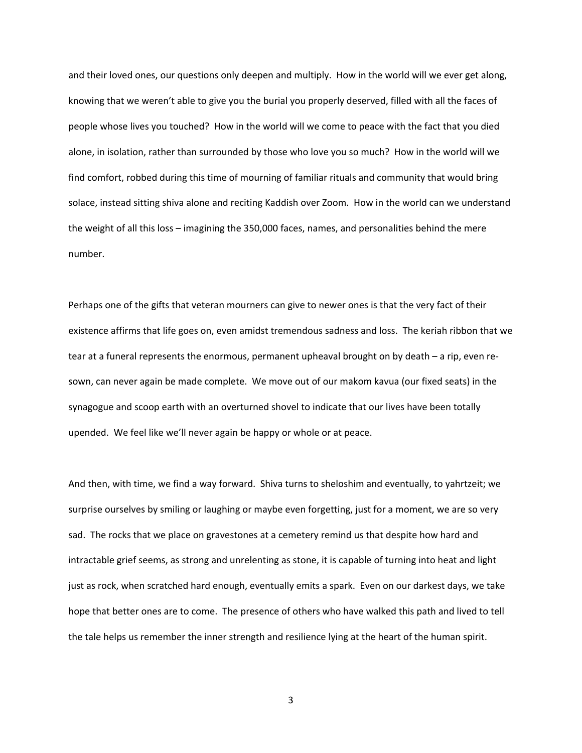and their loved ones, our questions only deepen and multiply. How in the world will we ever get along, knowing that we weren't able to give you the burial you properly deserved, filled with all the faces of people whose lives you touched? How in the world will we come to peace with the fact that you died alone, in isolation, rather than surrounded by those who love you so much? How in the world will we find comfort, robbed during this time of mourning of familiar rituals and community that would bring solace, instead sitting shiva alone and reciting Kaddish over Zoom. How in the world can we understand the weight of all this loss – imagining the 350,000 faces, names, and personalities behind the mere number.

Perhaps one of the gifts that veteran mourners can give to newer ones is that the very fact of their existence affirms that life goes on, even amidst tremendous sadness and loss. The keriah ribbon that we tear at a funeral represents the enormous, permanent upheaval brought on by death – a rip, even re-sown, can never again be made complete. We move out of our makom kavua (our fixed seats) in the synagogue and scoop earth with an overturned shovel to indicate that our lives have been totally upended. We feel like we'll never again be happy or whole or at peace.

And then, with time, we find a way forward. Shiva turns to sheloshim and eventually, to yahrtzeit; we surprise ourselves by smiling or laughing or maybe even forgetting, just for a moment, we are so very sad. The rocks that we place on gravestones at a cemetery remind us that despite how hard and intractable grief seems, as strong and unrelenting as stone, it is capable of turning into heat and light just as rock, when scratched hard enough, eventually emits a spark. Even on our darkest days, we take hope that better ones are to come. The presence of others who have walked this path and lived to tell the tale helps us remember the inner strength and resilience lying at the heart of the human spirit.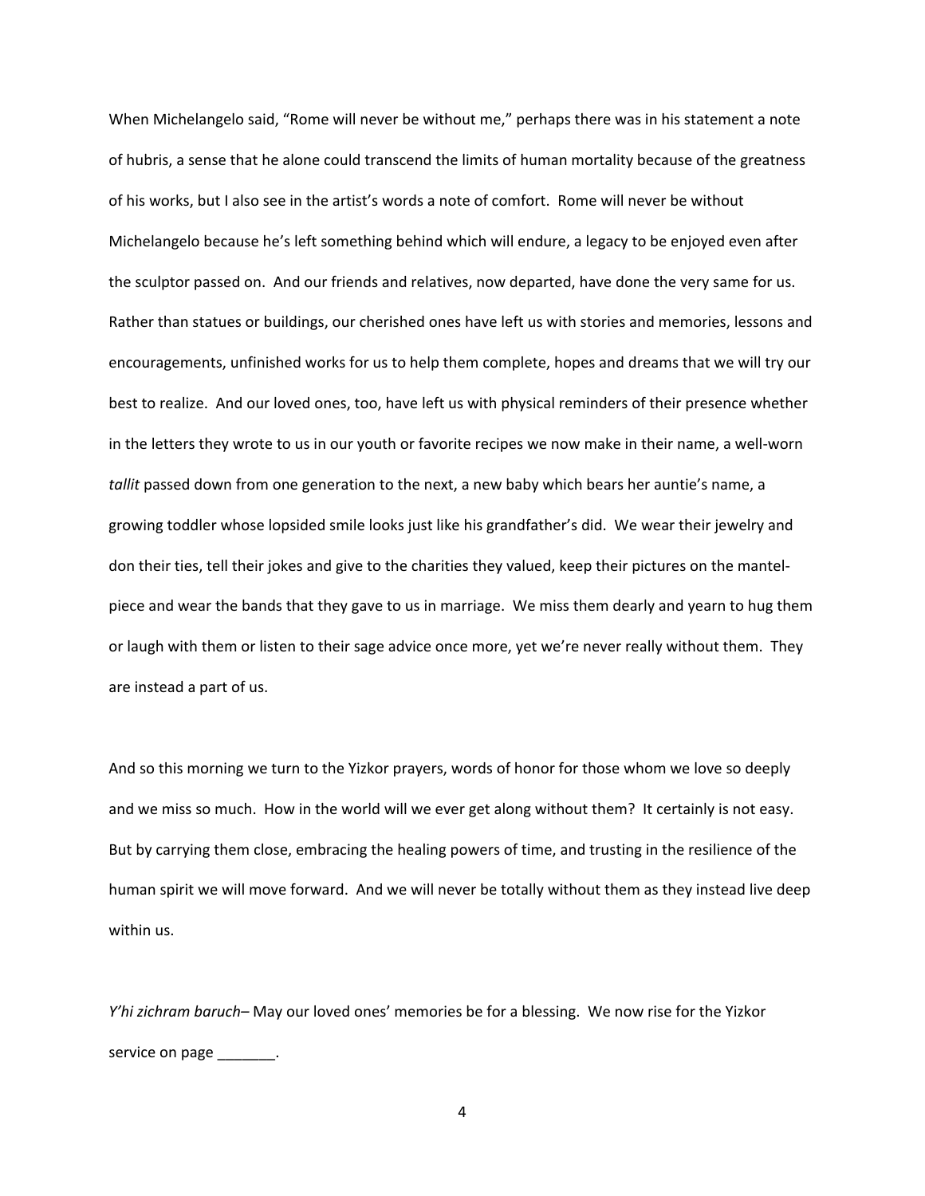When Michelangelo said, "Rome will never be without me," perhaps there was in his statement a note of hubris, a sense that he alone could transcend the limits of human mortality because of the greatness of his works, but I also see in the artist's words a note of comfort. Rome will never be without Michelangelo because he's left something behind which will endure, a legacy to be enjoyed even after the sculptor passed on. And our friends and relatives, now departed, have done the very same for us. Rather than statues or buildings, our cherished ones have left us with stories and memories, lessons and encouragements, unfinished works for us to help them complete, hopes and dreams that we will try our best to realize. And our loved ones, too, have left us with physical reminders of their presence whether in the letters they wrote to us in our youth or favorite recipes we now make in their name, a well-worn *tallit* passed down from one generation to the next, a new baby which bears her auntie's name, a growing toddler whose lopsided smile looks just like his grandfather's did. We wear their jewelry and don their ties, tell their jokes and give to the charities they valued, keep their pictures on the mantel-piece and wear the bands that they gave to us in marriage. We miss them dearly and yearn to hug them or laugh with them or listen to their sage advice once more, yet we're never really without them. They are instead a part of us.

And so this morning we turn to the Yizkor prayers, words of honor for those whom we love so deeply and we miss so much. How in the world will we ever get along without them? It certainly is not easy. But by carrying them close, embracing the healing powers of time, and trusting in the resilience of the human spirit we will move forward. And we will never be totally without them as they instead live deep within us.

*Y'hi zichram baruch*– May our loved ones' memories be for a blessing. We now rise for the Yizkor service on page _______.